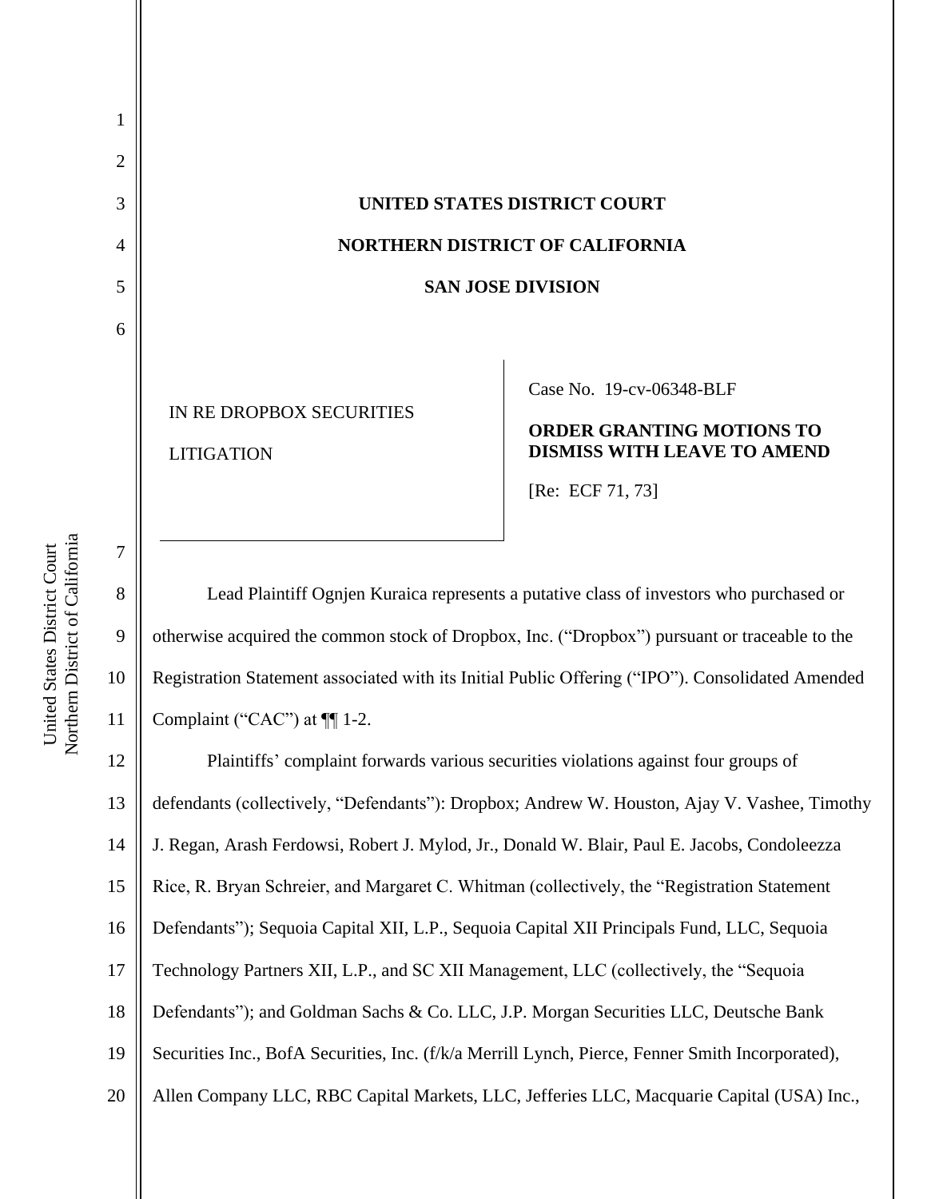# UNITED STATES DISTRICT COURT

# NORTHERN DISTRICT OF CALIFORNIA

# SAN JOSE DIVISION

IN RE DROPBOX SECURITIES LITIGATION

Case No. 19-cv-06348-BLF

**ORDER GRANTING MOTIONS TO DISMISS WITH LEAVE TO AMEND**

[Re: ECF 71, 73]

Lead Plaintiff Ognjen Kuraica represents a putative class of investors who purchased or otherwise acquired the common stock of Dropbox, Inc. ("Dropbox") pursuant or traceable to the Registration Statement associated with its Initial Public Offering ("IPO"). Consolidated Amended Complaint ("CAC") at ¶¶ 1-2.

Plaintiffs' complaint forwards various securities violations against four groups of defendants (collectively, "Defendants"): Dropbox; Andrew W. Houston, Ajay V. Vashee, Timothy J. Regan, Arash Ferdowsi, Robert J. Mylod, Jr., Donald W. Blair, Paul E. Jacobs, Condoleezza Rice, R. Bryan Schreier, and Margaret C. Whitman (collectively, the "Registration Statement Defendants"); Sequoia Capital XII, L.P., Sequoia Capital XII Principals Fund, LLC, Sequoia Technology Partners XII, L.P., and SC XII Management, LLC (collectively, the "Sequoia Defendants"); and Goldman Sachs & Co. LLC, J.P. Morgan Securities LLC, Deutsche Bank Securities Inc., BofA Securities, Inc. (f/k/a Merrill Lynch, Pierce, Fenner Smith Incorporated), Allen Company LLC, RBC Capital Markets, LLC, Jefferies LLC, Macquarie Capital (USA) Inc.,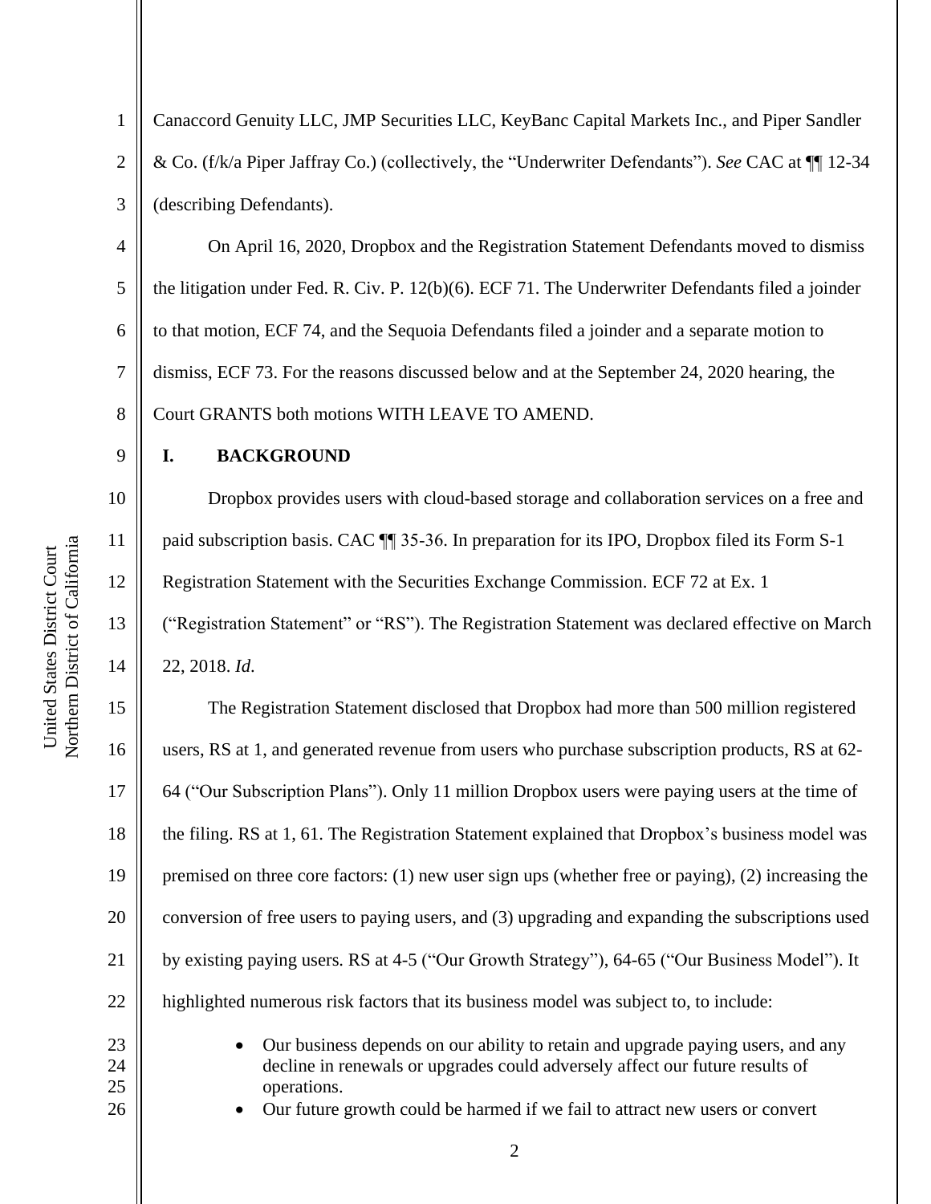Canaccord Genuity LLC, JMP Securities LLC, KeyBanc Capital Markets Inc., and Piper Sandler & Co. (f/k/a Piper Jaffray Co.) (collectively, the "Underwriter Defendants"). *See* CAC at ¶¶ 12-34 (describing Defendants).

On April 16, 2020, Dropbox and the Registration Statement Defendants moved to dismiss the litigation under Fed. R. Civ. P. 12(b)(6). ECF 71. The Underwriter Defendants filed a joinder to that motion, ECF 74, and the Sequoia Defendants filed a joinder and a separate motion to dismiss, ECF 73. For the reasons discussed below and at the September 24, 2020 hearing, the Court GRANTS both motions WITH LEAVE TO AMEND.

## I. BACKGROUND

Dropbox provides users with cloud-based storage and collaboration services on a free and paid subscription basis. CAC ¶¶ 35-36. In preparation for its IPO, Dropbox filed its Form S-1 Registration Statement with the Securities Exchange Commission. ECF 72 at Ex. 1 ("Registration Statement" or "RS"). The Registration Statement was declared effective on March 22, 2018. *Id*.

The Registration Statement disclosed that Dropbox had more than 500 million registered users, RS at 1, and generated revenue from users who purchase subscription products, RS at 62-64 ("Our Subscription Plans"). Only 11 million Dropbox users were paying users at the time of the filing. RS at 1, 61. The Registration Statement explained that Dropbox's business model was premised on three core factors: (1) new user sign ups (whether free or paying), (2) increasing the conversion of free users to paying users, and (3) upgrading and expanding the subscriptions used by existing paying users. RS at 4-5 ("Our Growth Strategy"), 64-65 ("Our Business Model"). It highlighted numerous risk factors that its business model was subject to, to include:

- Our business depends on our ability to retain and upgrade paying users, and any decline in renewals or upgrades could adversely affect our future results of operations.
- Our future growth could be harmed if we fail to attract new users or convert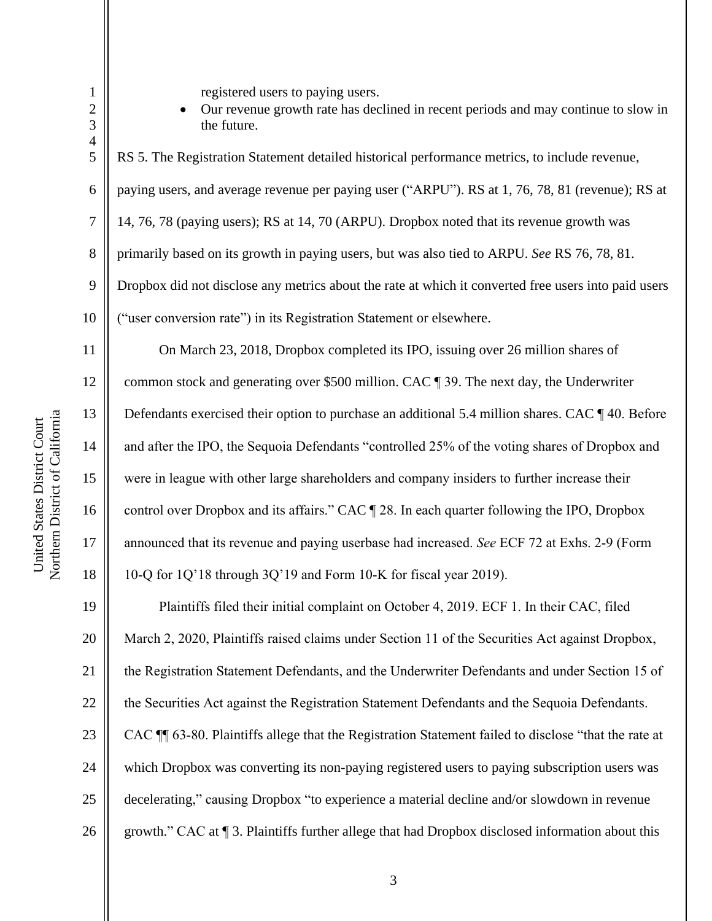registered users to paying users.

- Our revenue growth rate has declined in recent periods and may continue to slow in the future.

RS 5. The Registration Statement detailed historical performance metrics, to include revenue, paying users, and average revenue per paying user ("ARPU"). RS at 1, 76, 78, 81 (revenue); RS at 14, 76, 78 (paying users); RS at 14, 70 (ARPU). Dropbox noted that its revenue growth was primarily based on its growth in paying users, but was also tied to ARPU. *See* RS 76, 78, 81. Dropbox did not disclose any metrics about the rate at which it converted free users into paid users ("user conversion rate") in its Registration Statement or elsewhere.

On March 23, 2018, Dropbox completed its IPO, issuing over 26 million shares of common stock and generating over $500 million. CAC ¶ 39. The next day, the Underwriter Defendants exercised their option to purchase an additional 5.4 million shares. CAC ¶ 40. Before and after the IPO, the Sequoia Defendants "controlled 25% of the voting shares of Dropbox and were in league with other large shareholders and company insiders to further increase their control over Dropbox and its affairs." CAC ¶ 28. In each quarter following the IPO, Dropbox announced that its revenue and paying userbase had increased. *See* ECF 72 at Exhs. 2-9 (Form 10-Q for 1Q'18 through 3Q'19 and Form 10-K for fiscal year 2019).

Plaintiffs filed their initial complaint on October 4, 2019. ECF 1. In their CAC, filed March 2, 2020, Plaintiffs raised claims under Section 11 of the Securities Act against Dropbox, the Registration Statement Defendants, and the Underwriter Defendants and under Section 15 of the Securities Act against the Registration Statement Defendants and the Sequoia Defendants. CAC ¶¶ 63-80. Plaintiffs allege that the Registration Statement failed to disclose "that the rate at which Dropbox was converting its non-paying registered users to paying subscription users was decelerating," causing Dropbox "to experience a material decline and/or slowdown in revenue growth." CAC at ¶ 3. Plaintiffs further allege that had Dropbox disclosed information about this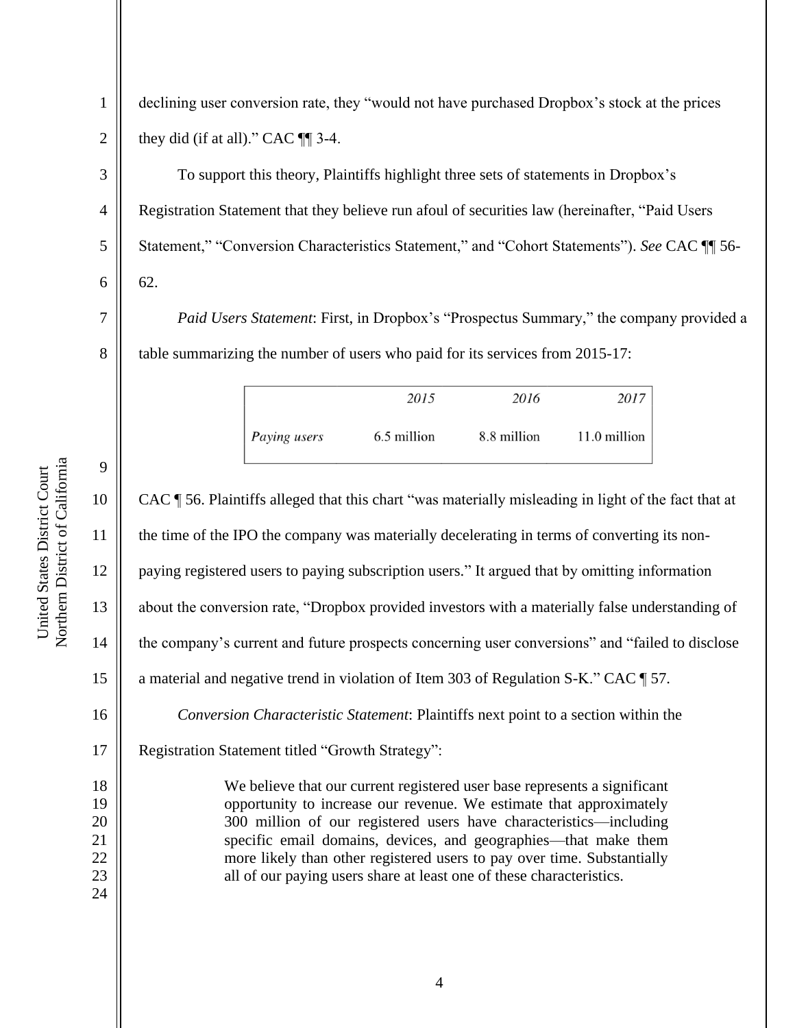declining user conversion rate, they "would not have purchased Dropbox's stock at the prices they did (if at all)." CAC ¶¶ 3-4.

To support this theory, Plaintiffs highlight three sets of statements in Dropbox's Registration Statement that they believe run afoul of securities law (hereinafter, "Paid Users Statement," "Conversion Characteristics Statement," and "Cohort Statements"). *See* CAC ¶¶ 56-62.

*Paid Users Statement*: First, in Dropbox's "Prospectus Summary," the company provided a table summarizing the number of users who paid for its services from 2015-17:

| | *2015* | *2016* | *2017* |
|---|---|---|---|
| *Paying users* | 6.5 million | 8.8 million | 11.0 million |

CAC ¶ 56. Plaintiffs alleged that this chart "was materially misleading in light of the fact that at the time of the IPO the company was materially decelerating in terms of converting its non-paying registered users to paying subscription users." It argued that by omitting information about the conversion rate, "Dropbox provided investors with a materially false understanding of the company's current and future prospects concerning user conversions" and "failed to disclose a material and negative trend in violation of Item 303 of Regulation S-K." CAC ¶ 57.

*Conversion Characteristic Statement*: Plaintiffs next point to a section within the Registration Statement titled "Growth Strategy":

> We believe that our current registered user base represents a significant opportunity to increase our revenue. We estimate that approximately 300 million of our registered users have characteristics—including specific email domains, devices, and geographies—that make them more likely than other registered users to pay over time. Substantially all of our paying users share at least one of these characteristics.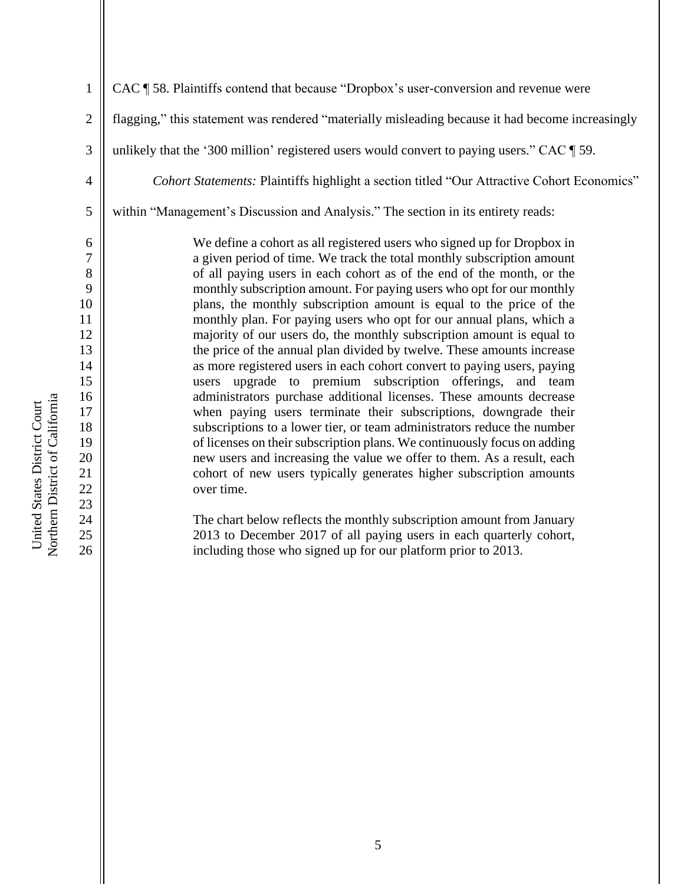CAC ¶ 58. Plaintiffs contend that because "Dropbox's user-conversion and revenue were flagging," this statement was rendered "materially misleading because it had become increasingly unlikely that the '300 million' registered users would convert to paying users." CAC ¶ 59.

*Cohort Statements:* Plaintiffs highlight a section titled "Our Attractive Cohort Economics" within "Management's Discussion and Analysis." The section in its entirety reads:

> We define a cohort as all registered users who signed up for Dropbox in a given period of time. We track the total monthly subscription amount of all paying users in each cohort as of the end of the month, or the monthly subscription amount. For paying users who opt for our monthly plans, the monthly subscription amount is equal to the price of the monthly plan. For paying users who opt for our annual plans, which a majority of our users do, the monthly subscription amount is equal to the price of the annual plan divided by twelve. These amounts increase as more registered users in each cohort convert to paying users, paying users upgrade to premium subscription offerings, and team administrators purchase additional licenses. These amounts decrease when paying users terminate their subscriptions, downgrade their subscriptions to a lower tier, or team administrators reduce the number of licenses on their subscription plans. We continuously focus on adding new users and increasing the value we offer to them. As a result, each cohort of new users typically generates higher subscription amounts over time.
>
> The chart below reflects the monthly subscription amount from January 2013 to December 2017 of all paying users in each quarterly cohort, including those who signed up for our platform prior to 2013.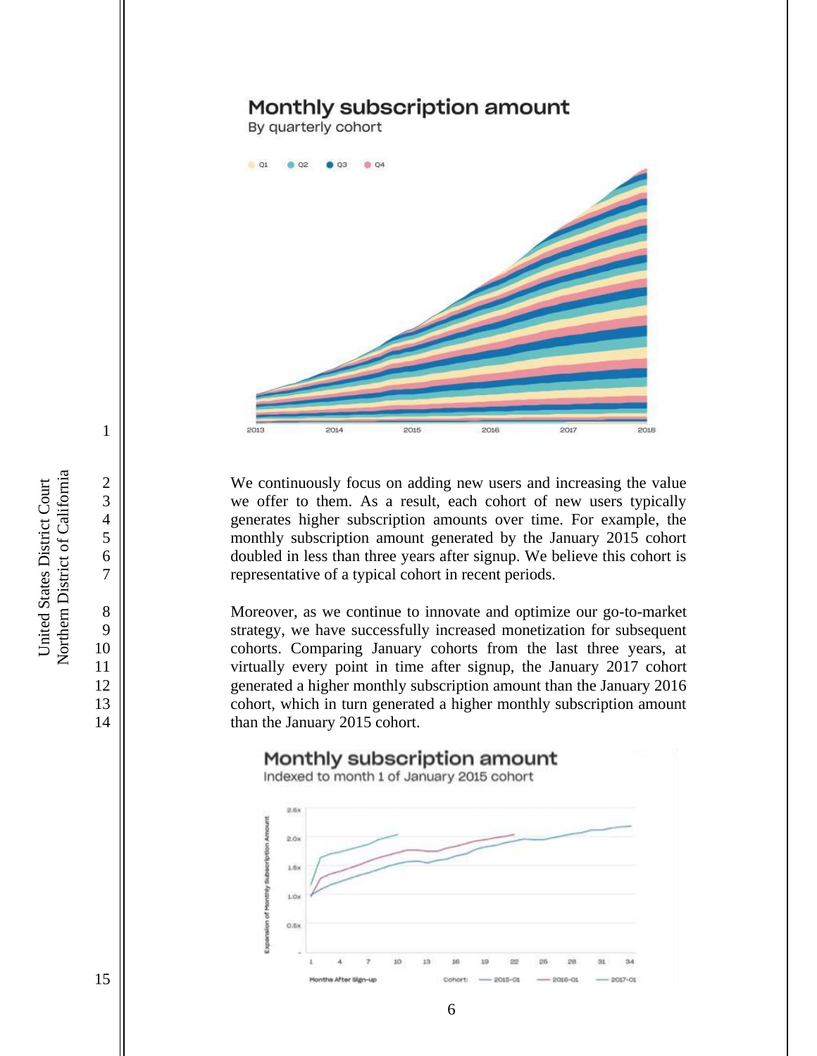## Monthly subscription amount

By quarterly cohort

Q1 Q2 Q3 Q4

2013 2014 2015 2016 2017 2018

We continuously focus on adding new users and increasing the value we offer to them. As a result, each cohort of new users typically generates higher subscription amounts over time. For example, the monthly subscription amount generated by the January 2015 cohort doubled in less than three years after signup. We believe this cohort is representative of a typical cohort in recent periods.

Moreover, as we continue to innovate and optimize our go-to-market strategy, we have successfully increased monetization for subsequent cohorts. Comparing January cohorts from the last three years, at virtually every point in time after signup, the January 2017 cohort generated a higher monthly subscription amount than the January 2016 cohort, which in turn generated a higher monthly subscription amount than the January 2015 cohort.

## Monthly subscription amount

Indexed to month 1 of January 2015 cohort

Expansion of Monthly Subscription Amount: 2.5x, 2.0x, 1.5x, 1.0x, 0.5x

Months After Sign-up: 1 4 7 10 13 16 19 22 25 28 31 34

Cohort: 2015-01, 2016-01, 2017-01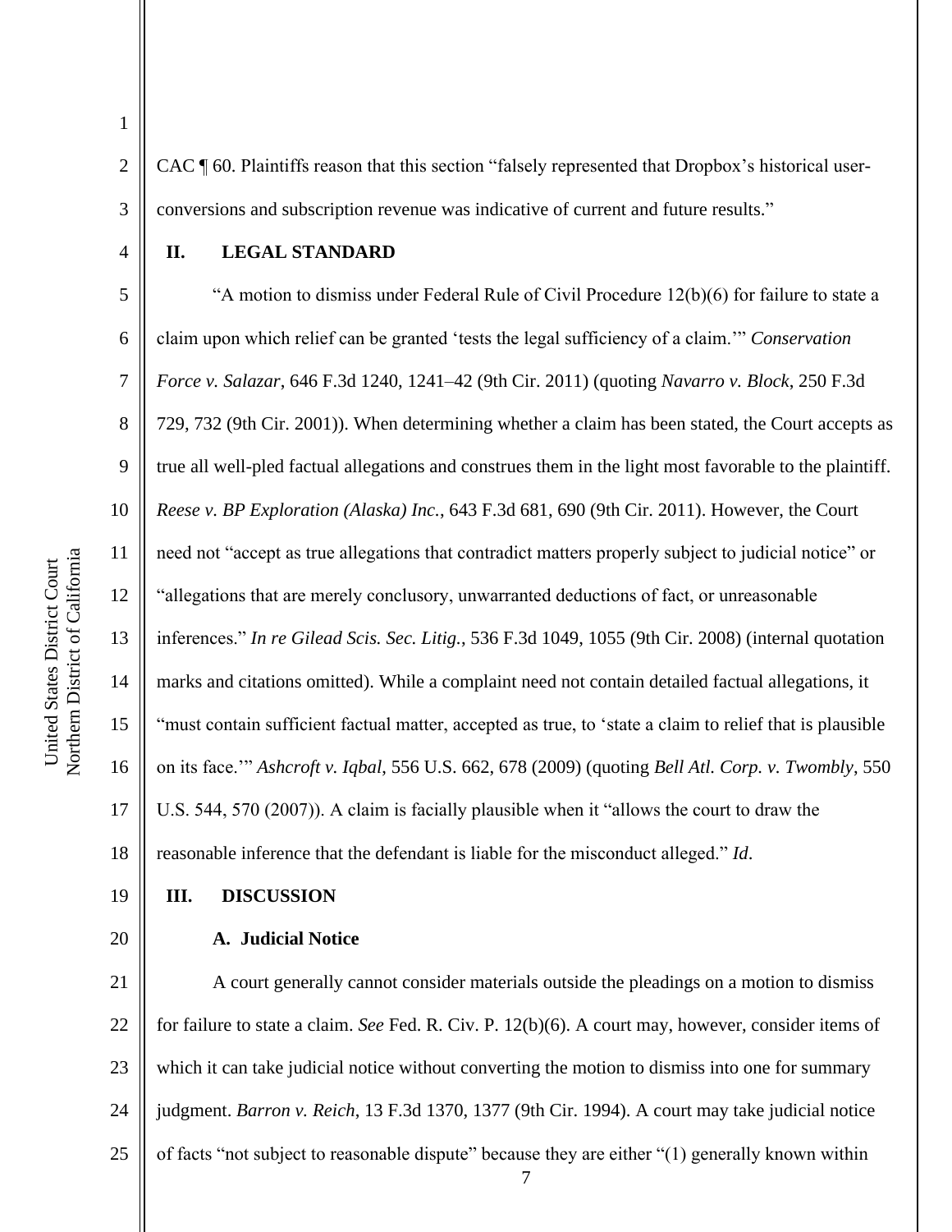CAC ¶ 60. Plaintiffs reason that this section "falsely represented that Dropbox's historical user-conversions and subscription revenue was indicative of current and future results."

## II. LEGAL STANDARD

"A motion to dismiss under Federal Rule of Civil Procedure 12(b)(6) for failure to state a claim upon which relief can be granted 'tests the legal sufficiency of a claim.'" *Conservation Force v. Salazar*, 646 F.3d 1240, 1241–42 (9th Cir. 2011) (quoting *Navarro v. Block*, 250 F.3d 729, 732 (9th Cir. 2001)). When determining whether a claim has been stated, the Court accepts as true all well-pled factual allegations and construes them in the light most favorable to the plaintiff. *Reese v. BP Exploration (Alaska) Inc.*, 643 F.3d 681, 690 (9th Cir. 2011). However, the Court need not "accept as true allegations that contradict matters properly subject to judicial notice" or "allegations that are merely conclusory, unwarranted deductions of fact, or unreasonable inferences." *In re Gilead Scis. Sec. Litig.*, 536 F.3d 1049, 1055 (9th Cir. 2008) (internal quotation marks and citations omitted). While a complaint need not contain detailed factual allegations, it "must contain sufficient factual matter, accepted as true, to 'state a claim to relief that is plausible on its face.'" *Ashcroft v. Iqbal*, 556 U.S. 662, 678 (2009) (quoting *Bell Atl. Corp. v. Twombly*, 550 U.S. 544, 570 (2007)). A claim is facially plausible when it "allows the court to draw the reasonable inference that the defendant is liable for the misconduct alleged." *Id*.

## III. DISCUSSION

### A. Judicial Notice

A court generally cannot consider materials outside the pleadings on a motion to dismiss for failure to state a claim. *See* Fed. R. Civ. P. 12(b)(6). A court may, however, consider items of which it can take judicial notice without converting the motion to dismiss into one for summary judgment. *Barron v. Reich*, 13 F.3d 1370, 1377 (9th Cir. 1994). A court may take judicial notice of facts "not subject to reasonable dispute" because they are either "(1) generally known within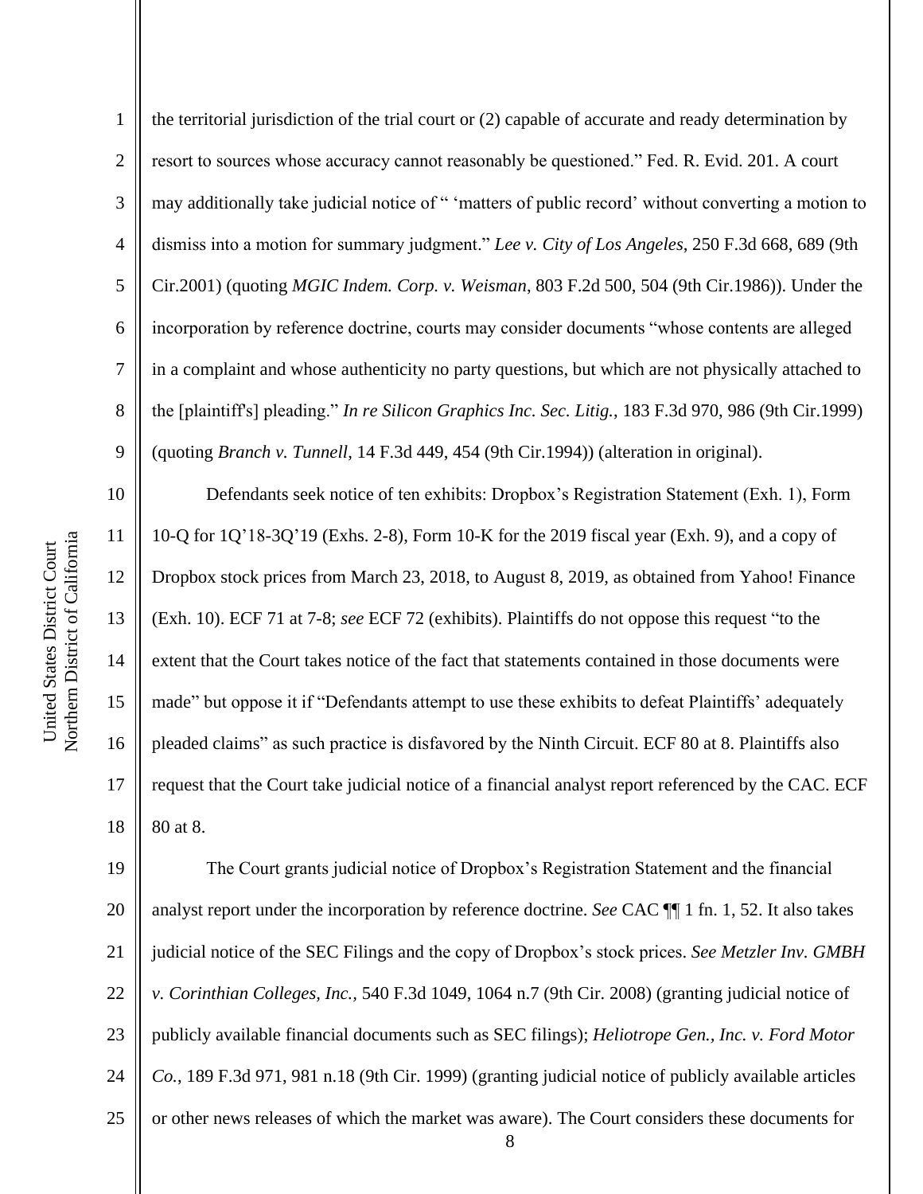the territorial jurisdiction of the trial court or (2) capable of accurate and ready determination by resort to sources whose accuracy cannot reasonably be questioned." Fed. R. Evid. 201. A court may additionally take judicial notice of " 'matters of public record' without converting a motion to dismiss into a motion for summary judgment." *Lee v. City of Los Angeles*, 250 F.3d 668, 689 (9th Cir.2001) (quoting *MGIC Indem. Corp. v. Weisman*, 803 F.2d 500, 504 (9th Cir.1986)). Under the incorporation by reference doctrine, courts may consider documents "whose contents are alleged in a complaint and whose authenticity no party questions, but which are not physically attached to the [plaintiff's] pleading." *In re Silicon Graphics Inc. Sec. Litig.*, 183 F.3d 970, 986 (9th Cir.1999) (quoting *Branch v. Tunnell*, 14 F.3d 449, 454 (9th Cir.1994)) (alteration in original).

Defendants seek notice of ten exhibits: Dropbox's Registration Statement (Exh. 1), Form 10-Q for 1Q'18-3Q'19 (Exhs. 2-8), Form 10-K for the 2019 fiscal year (Exh. 9), and a copy of Dropbox stock prices from March 23, 2018, to August 8, 2019, as obtained from Yahoo! Finance (Exh. 10). ECF 71 at 7-8; *see* ECF 72 (exhibits). Plaintiffs do not oppose this request "to the extent that the Court takes notice of the fact that statements contained in those documents were made" but oppose it if "Defendants attempt to use these exhibits to defeat Plaintiffs' adequately pleaded claims" as such practice is disfavored by the Ninth Circuit. ECF 80 at 8. Plaintiffs also request that the Court take judicial notice of a financial analyst report referenced by the CAC. ECF 80 at 8.

The Court grants judicial notice of Dropbox's Registration Statement and the financial analyst report under the incorporation by reference doctrine. *See* CAC ¶¶ 1 fn. 1, 52. It also takes judicial notice of the SEC Filings and the copy of Dropbox's stock prices. *See Metzler Inv. GMBH v. Corinthian Colleges, Inc.*, 540 F.3d 1049, 1064 n.7 (9th Cir. 2008) (granting judicial notice of publicly available financial documents such as SEC filings); *Heliotrope Gen., Inc. v. Ford Motor Co.*, 189 F.3d 971, 981 n.18 (9th Cir. 1999) (granting judicial notice of publicly available articles or other news releases of which the market was aware). The Court considers these documents for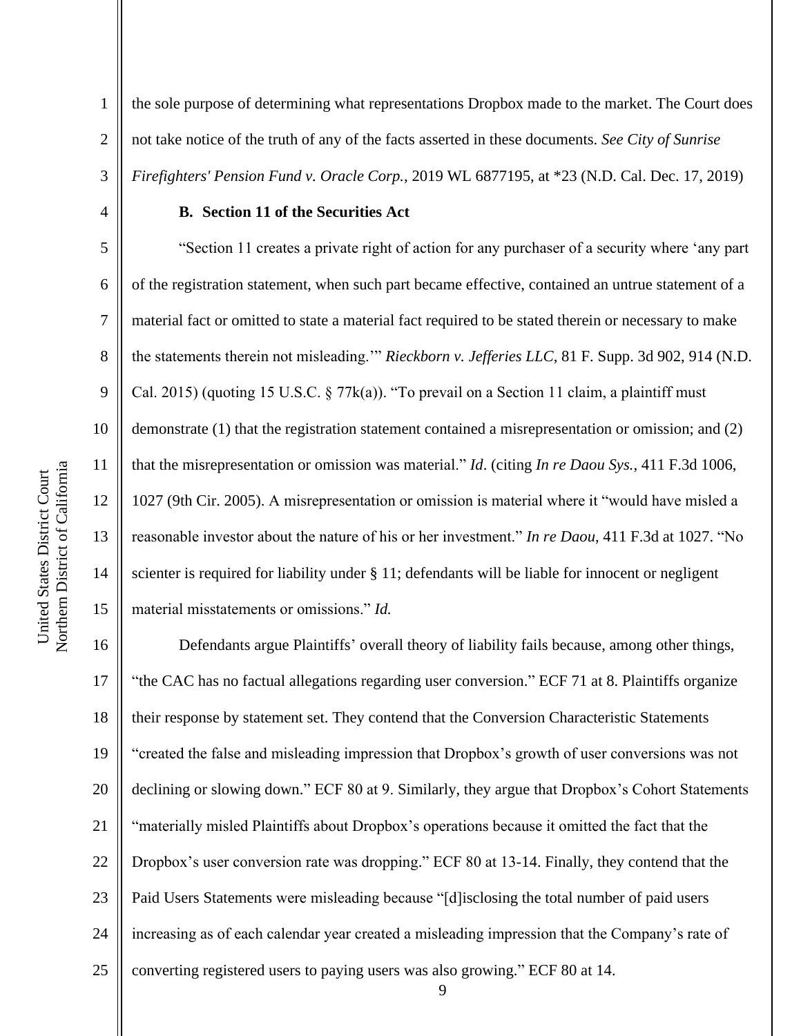the sole purpose of determining what representations Dropbox made to the market. The Court does not take notice of the truth of any of the facts asserted in these documents. *See City of Sunrise Firefighters' Pension Fund v. Oracle Corp.*, 2019 WL 6877195, at *23 (N.D. Cal. Dec. 17, 2019)

### B. Section 11 of the Securities Act

"Section 11 creates a private right of action for any purchaser of a security where 'any part of the registration statement, when such part became effective, contained an untrue statement of a material fact or omitted to state a material fact required to be stated therein or necessary to make the statements therein not misleading.'" *Rieckborn v. Jefferies LLC*, 81 F. Supp. 3d 902, 914 (N.D. Cal. 2015) (quoting 15 U.S.C. § 77k(a)). "To prevail on a Section 11 claim, a plaintiff must demonstrate (1) that the registration statement contained a misrepresentation or omission; and (2) that the misrepresentation or omission was material." *Id*. (citing *In re Daou Sys.*, 411 F.3d 1006, 1027 (9th Cir. 2005). A misrepresentation or omission is material where it "would have misled a reasonable investor about the nature of his or her investment." *In re Daou*, 411 F.3d at 1027. "No scienter is required for liability under § 11; defendants will be liable for innocent or negligent material misstatements or omissions." *Id.*

Defendants argue Plaintiffs' overall theory of liability fails because, among other things, "the CAC has no factual allegations regarding user conversion." ECF 71 at 8. Plaintiffs organize their response by statement set. They contend that the Conversion Characteristic Statements "created the false and misleading impression that Dropbox's growth of user conversions was not declining or slowing down." ECF 80 at 9. Similarly, they argue that Dropbox's Cohort Statements "materially misled Plaintiffs about Dropbox's operations because it omitted the fact that the Dropbox's user conversion rate was dropping." ECF 80 at 13-14. Finally, they contend that the Paid Users Statements were misleading because "[d]isclosing the total number of paid users increasing as of each calendar year created a misleading impression that the Company's rate of converting registered users to paying users was also growing." ECF 80 at 14.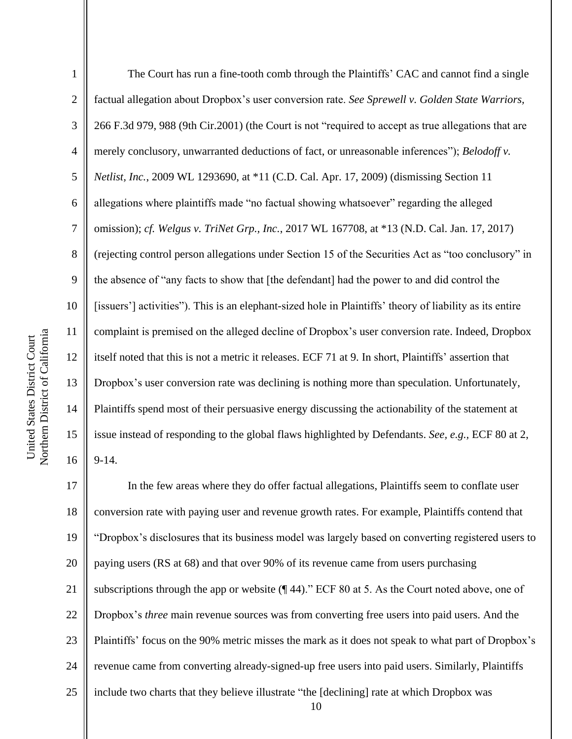The Court has run a fine-tooth comb through the Plaintiffs' CAC and cannot find a single factual allegation about Dropbox's user conversion rate. *See Sprewell v. Golden State Warriors,* 266 F.3d 979, 988 (9th Cir.2001) (the Court is not "required to accept as true allegations that are merely conclusory, unwarranted deductions of fact, or unreasonable inferences"); *Belodoff v. Netlist, Inc.*, 2009 WL 1293690, at *11 (C.D. Cal. Apr. 17, 2009) (dismissing Section 11 allegations where plaintiffs made "no factual showing whatsoever" regarding the alleged omission); *cf. Welgus v. TriNet Grp., Inc.*, 2017 WL 167708, at *13 (N.D. Cal. Jan. 17, 2017) (rejecting control person allegations under Section 15 of the Securities Act as "too conclusory" in the absence of "any facts to show that [the defendant] had the power to and did control the [issuers'] activities"). This is an elephant-sized hole in Plaintiffs' theory of liability as its entire complaint is premised on the alleged decline of Dropbox's user conversion rate. Indeed, Dropbox itself noted that this is not a metric it releases. ECF 71 at 9. In short, Plaintiffs' assertion that Dropbox's user conversion rate was declining is nothing more than speculation. Unfortunately, Plaintiffs spend most of their persuasive energy discussing the actionability of the statement at issue instead of responding to the global flaws highlighted by Defendants. *See, e.g.*, ECF 80 at 2, 9-14.

In the few areas where they do offer factual allegations, Plaintiffs seem to conflate user conversion rate with paying user and revenue growth rates. For example, Plaintiffs contend that "Dropbox's disclosures that its business model was largely based on converting registered users to paying users (RS at 68) and that over 90% of its revenue came from users purchasing subscriptions through the app or website (¶ 44)." ECF 80 at 5. As the Court noted above, one of Dropbox's *three* main revenue sources was from converting free users into paid users. And the Plaintiffs' focus on the 90% metric misses the mark as it does not speak to what part of Dropbox's revenue came from converting already-signed-up free users into paid users. Similarly, Plaintiffs include two charts that they believe illustrate "the [declining] rate at which Dropbox was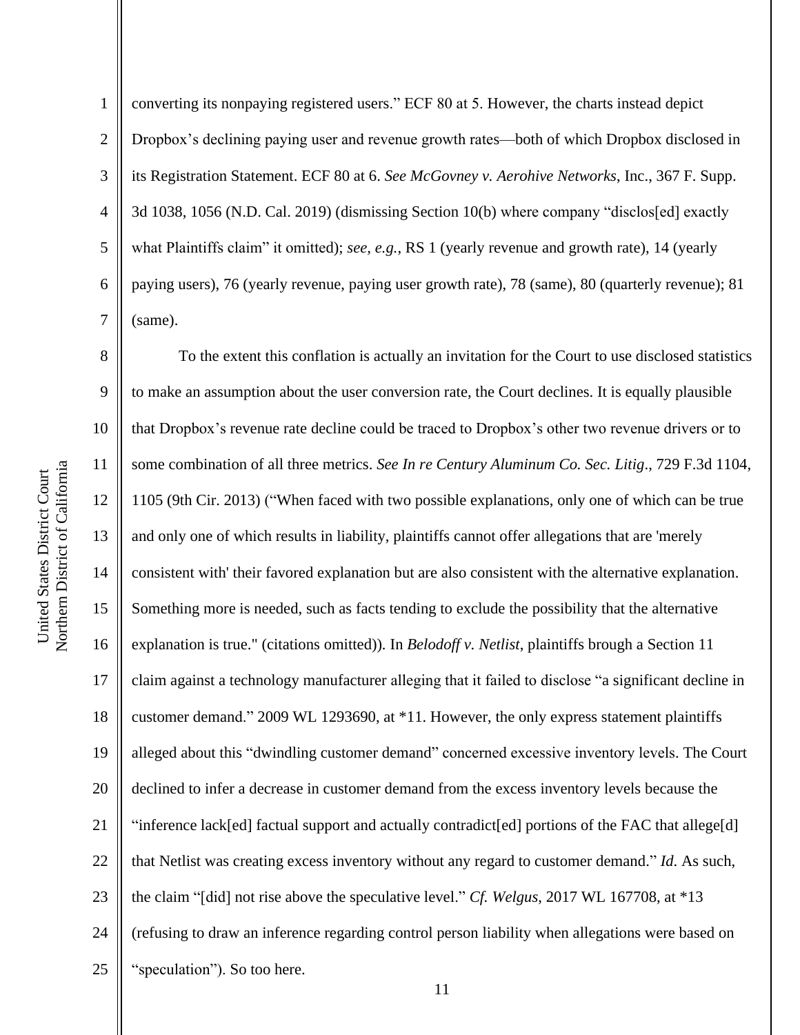converting its nonpaying registered users." ECF 80 at 5. However, the charts instead depict Dropbox's declining paying user and revenue growth rates—both of which Dropbox disclosed in its Registration Statement. ECF 80 at 6. *See McGovney v. Aerohive Networks*, Inc., 367 F. Supp. 3d 1038, 1056 (N.D. Cal. 2019) (dismissing Section 10(b) where company "disclos[ed] exactly what Plaintiffs claim" it omitted); *see, e.g.*, RS 1 (yearly revenue and growth rate), 14 (yearly paying users), 76 (yearly revenue, paying user growth rate), 78 (same), 80 (quarterly revenue); 81 (same).

To the extent this conflation is actually an invitation for the Court to use disclosed statistics to make an assumption about the user conversion rate, the Court declines. It is equally plausible that Dropbox's revenue rate decline could be traced to Dropbox's other two revenue drivers or to some combination of all three metrics. *See In re Century Aluminum Co. Sec. Litig*., 729 F.3d 1104, 1105 (9th Cir. 2013) ("When faced with two possible explanations, only one of which can be true and only one of which results in liability, plaintiffs cannot offer allegations that are 'merely consistent with' their favored explanation but are also consistent with the alternative explanation. Something more is needed, such as facts tending to exclude the possibility that the alternative explanation is true." (citations omitted)). In *Belodoff v. Netlist*, plaintiffs brough a Section 11 claim against a technology manufacturer alleging that it failed to disclose "a significant decline in customer demand." 2009 WL 1293690, at *11. However, the only express statement plaintiffs alleged about this "dwindling customer demand" concerned excessive inventory levels. The Court declined to infer a decrease in customer demand from the excess inventory levels because the "inference lack[ed] factual support and actually contradict[ed] portions of the FAC that allege[d] that Netlist was creating excess inventory without any regard to customer demand." *Id*. As such, the claim "[did] not rise above the speculative level." *Cf. Welgus*, 2017 WL 167708, at *13 (refusing to draw an inference regarding control person liability when allegations were based on "speculation"). So too here.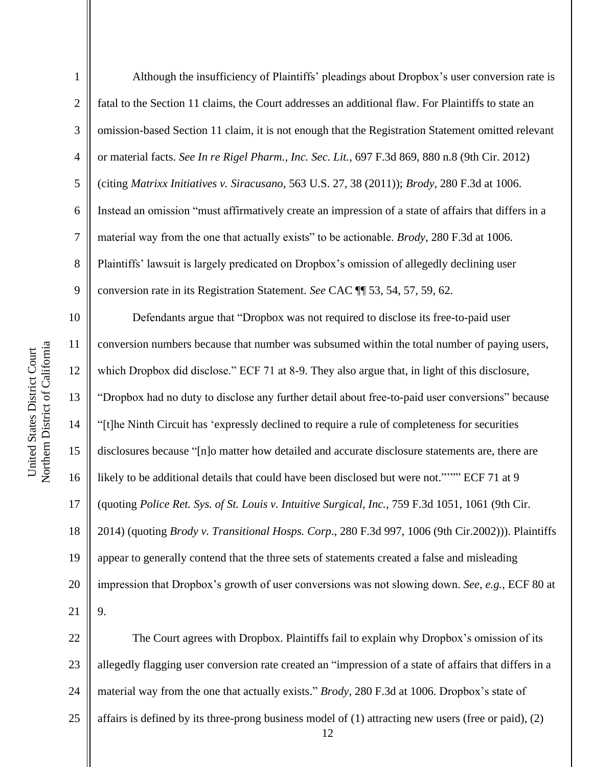Although the insufficiency of Plaintiffs' pleadings about Dropbox's user conversion rate is fatal to the Section 11 claims, the Court addresses an additional flaw. For Plaintiffs to state an omission-based Section 11 claim, it is not enough that the Registration Statement omitted relevant or material facts. *See In re Rigel Pharm., Inc. Sec. Lit.*, 697 F.3d 869, 880 n.8 (9th Cir. 2012) (citing *Matrixx Initiatives v. Siracusano*, 563 U.S. 27, 38 (2011)); *Brody*, 280 F.3d at 1006. Instead an omission "must affirmatively create an impression of a state of affairs that differs in a material way from the one that actually exists" to be actionable. *Brody*, 280 F.3d at 1006. Plaintiffs' lawsuit is largely predicated on Dropbox's omission of allegedly declining user conversion rate in its Registration Statement. *See* CAC ¶¶ 53, 54, 57, 59, 62.

Defendants argue that "Dropbox was not required to disclose its free-to-paid user conversion numbers because that number was subsumed within the total number of paying users, which Dropbox did disclose." ECF 71 at 8-9. They also argue that, in light of this disclosure, "Dropbox had no duty to disclose any further detail about free-to-paid user conversions" because "[t]he Ninth Circuit has 'expressly declined to require a rule of completeness for securities disclosures because "[n]o matter how detailed and accurate disclosure statements are, there are likely to be additional details that could have been disclosed but were not."'"" ECF 71 at 9 (quoting *Police Ret. Sys. of St. Louis v. Intuitive Surgical, Inc.*, 759 F.3d 1051, 1061 (9th Cir. 2014) (quoting *Brody v. Transitional Hosps. Corp*., 280 F.3d 997, 1006 (9th Cir.2002))). Plaintiffs appear to generally contend that the three sets of statements created a false and misleading impression that Dropbox's growth of user conversions was not slowing down. *See, e.g.*, ECF 80 at 9.

The Court agrees with Dropbox. Plaintiffs fail to explain why Dropbox's omission of its allegedly flagging user conversion rate created an "impression of a state of affairs that differs in a material way from the one that actually exists." *Brody*, 280 F.3d at 1006. Dropbox's state of affairs is defined by its three-prong business model of (1) attracting new users (free or paid), (2)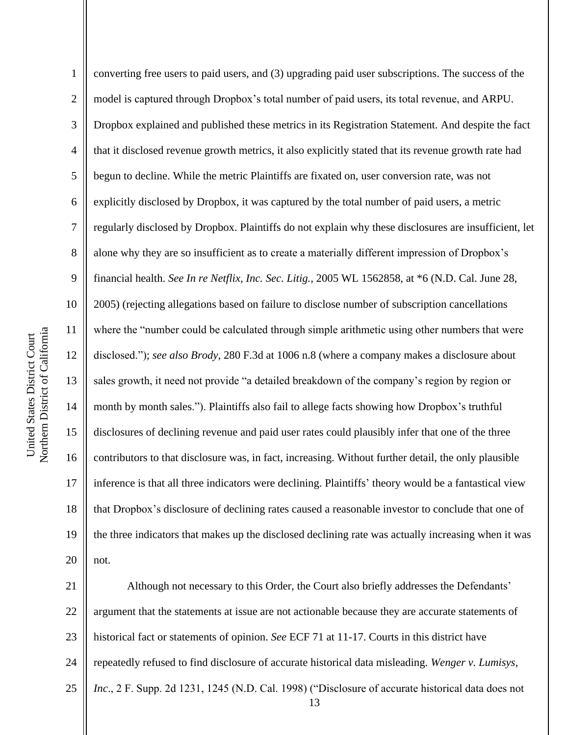converting free users to paid users, and (3) upgrading paid user subscriptions. The success of the model is captured through Dropbox's total number of paid users, its total revenue, and ARPU. Dropbox explained and published these metrics in its Registration Statement. And despite the fact that it disclosed revenue growth metrics, it also explicitly stated that its revenue growth rate had begun to decline. While the metric Plaintiffs are fixated on, user conversion rate, was not explicitly disclosed by Dropbox, it was captured by the total number of paid users, a metric regularly disclosed by Dropbox. Plaintiffs do not explain why these disclosures are insufficient, let alone why they are so insufficient as to create a materially different impression of Dropbox's financial health. *See In re Netflix, Inc. Sec. Litig.*, 2005 WL 1562858, at *6 (N.D. Cal. June 28, 2005) (rejecting allegations based on failure to disclose number of subscription cancellations where the "number could be calculated through simple arithmetic using other numbers that were disclosed."); *see also Brody*, 280 F.3d at 1006 n.8 (where a company makes a disclosure about sales growth, it need not provide "a detailed breakdown of the company's region by region or month by month sales."). Plaintiffs also fail to allege facts showing how Dropbox's truthful disclosures of declining revenue and paid user rates could plausibly infer that one of the three contributors to that disclosure was, in fact, increasing. Without further detail, the only plausible inference is that all three indicators were declining. Plaintiffs' theory would be a fantastical view that Dropbox's disclosure of declining rates caused a reasonable investor to conclude that one of the three indicators that makes up the disclosed declining rate was actually increasing when it was not.

Although not necessary to this Order, the Court also briefly addresses the Defendants' argument that the statements at issue are not actionable because they are accurate statements of historical fact or statements of opinion. *See* ECF 71 at 11-17. Courts in this district have repeatedly refused to find disclosure of accurate historical data misleading. *Wenger v. Lumisys, Inc*., 2 F. Supp. 2d 1231, 1245 (N.D. Cal. 1998) ("Disclosure of accurate historical data does not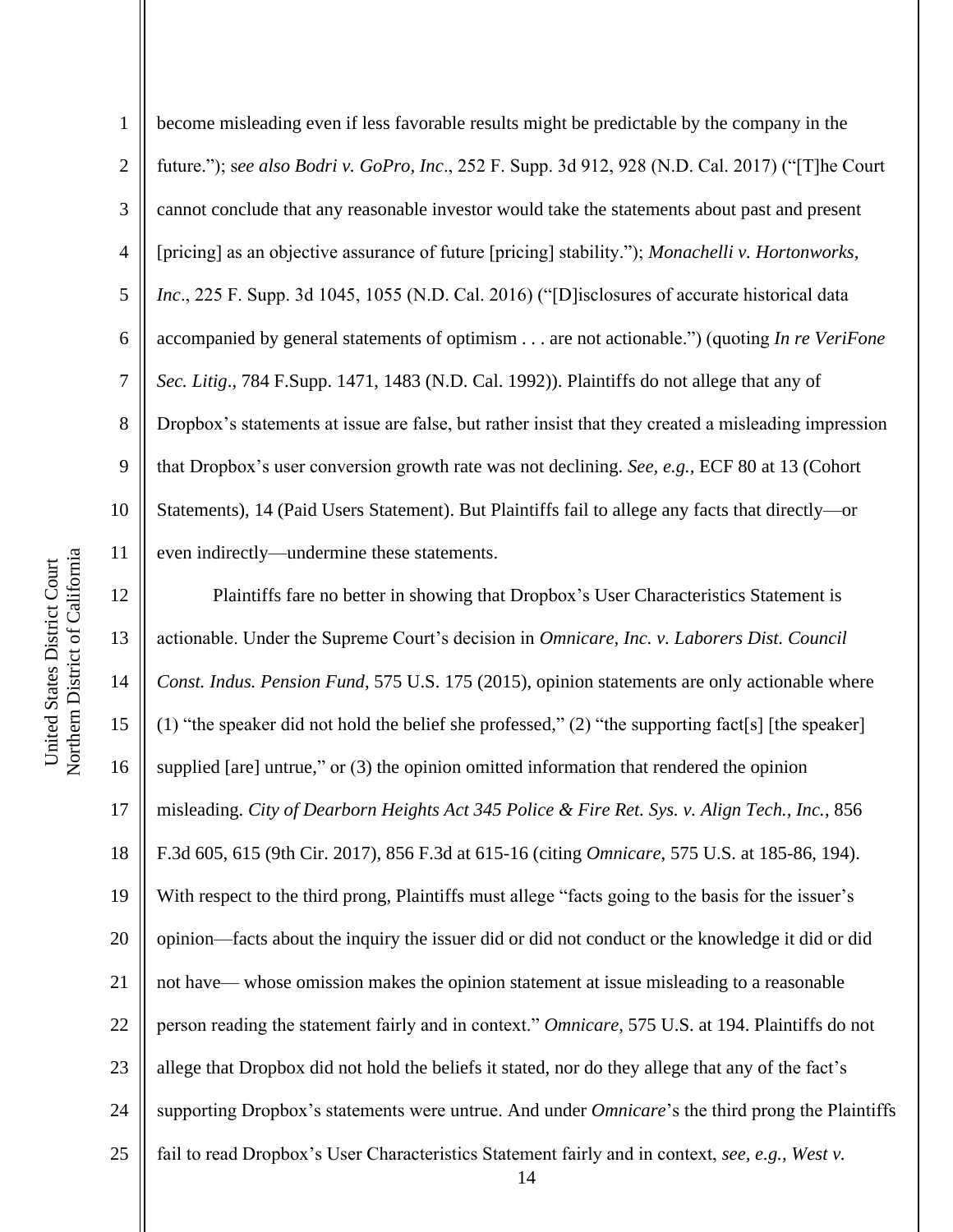become misleading even if less favorable results might be predictable by the company in the future."); s*ee also Bodri v. GoPro, Inc*., 252 F. Supp. 3d 912, 928 (N.D. Cal. 2017) ("[T]he Court cannot conclude that any reasonable investor would take the statements about past and present [pricing] as an objective assurance of future [pricing] stability."); *Monachelli v. Hortonworks, Inc*., 225 F. Supp. 3d 1045, 1055 (N.D. Cal. 2016) ("[D]isclosures of accurate historical data accompanied by general statements of optimism . . . are not actionable.") (quoting *In re VeriFone Sec. Litig*., 784 F.Supp. 1471, 1483 (N.D. Cal. 1992)). Plaintiffs do not allege that any of Dropbox's statements at issue are false, but rather insist that they created a misleading impression that Dropbox's user conversion growth rate was not declining. *See, e.g.*, ECF 80 at 13 (Cohort Statements), 14 (Paid Users Statement). But Plaintiffs fail to allege any facts that directly—or even indirectly—undermine these statements.

Plaintiffs fare no better in showing that Dropbox's User Characteristics Statement is actionable. Under the Supreme Court's decision in *Omnicare, Inc. v. Laborers Dist. Council Const. Indus. Pension Fund*, 575 U.S. 175 (2015), opinion statements are only actionable where (1) "the speaker did not hold the belief she professed," (2) "the supporting fact[s] [the speaker] supplied [are] untrue," or (3) the opinion omitted information that rendered the opinion misleading. *City of Dearborn Heights Act 345 Police & Fire Ret. Sys. v. Align Tech., Inc.*, 856 F.3d 605, 615 (9th Cir. 2017), 856 F.3d at 615-16 (citing *Omnicare*, 575 U.S. at 185-86, 194). With respect to the third prong, Plaintiffs must allege "facts going to the basis for the issuer's opinion—facts about the inquiry the issuer did or did not conduct or the knowledge it did or did not have— whose omission makes the opinion statement at issue misleading to a reasonable person reading the statement fairly and in context." *Omnicare*, 575 U.S. at 194. Plaintiffs do not allege that Dropbox did not hold the beliefs it stated, nor do they allege that any of the fact's supporting Dropbox's statements were untrue. And under *Omnicare*'s the third prong the Plaintiffs fail to read Dropbox's User Characteristics Statement fairly and in context, *see, e.g.*, *West v.*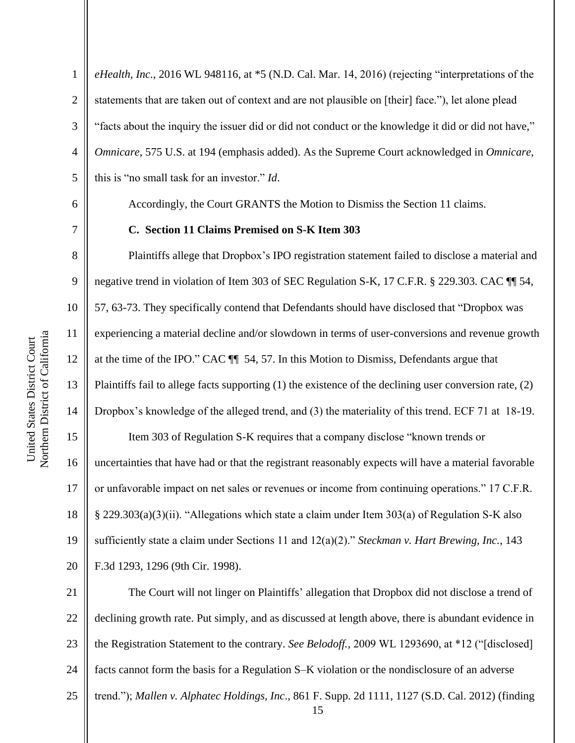*eHealth, Inc*., 2016 WL 948116, at *5 (N.D. Cal. Mar. 14, 2016) (rejecting "interpretations of the statements that are taken out of context and are not plausible on [their] face."), let alone plead "facts about the inquiry the issuer did or did not conduct or the knowledge it did or did not have," *Omnicare*, 575 U.S. at 194 (emphasis added). As the Supreme Court acknowledged in *Omnicare*, this is "no small task for an investor." *Id*.

Accordingly, the Court GRANTS the Motion to Dismiss the Section 11 claims.

**C. Section 11 Claims Premised on S-K Item 303**

Plaintiffs allege that Dropbox's IPO registration statement failed to disclose a material and negative trend in violation of Item 303 of SEC Regulation S-K, 17 C.F.R. § 229.303. CAC ¶¶ 54, 57, 63-73. They specifically contend that Defendants should have disclosed that "Dropbox was experiencing a material decline and/or slowdown in terms of user-conversions and revenue growth at the time of the IPO." CAC ¶¶ 54, 57. In this Motion to Dismiss, Defendants argue that Plaintiffs fail to allege facts supporting (1) the existence of the declining user conversion rate, (2) Dropbox's knowledge of the alleged trend, and (3) the materiality of this trend. ECF 71 at 18-19.

Item 303 of Regulation S-K requires that a company disclose "known trends or uncertainties that have had or that the registrant reasonably expects will have a material favorable or unfavorable impact on net sales or revenues or income from continuing operations." 17 C.F.R. § 229.303(a)(3)(ii). "Allegations which state a claim under Item 303(a) of Regulation S-K also sufficiently state a claim under Sections 11 and 12(a)(2)." *Steckman v. Hart Brewing, Inc.*, 143 F.3d 1293, 1296 (9th Cir. 1998).

The Court will not linger on Plaintiffs' allegation that Dropbox did not disclose a trend of declining growth rate. Put simply, and as discussed at length above, there is abundant evidence in the Registration Statement to the contrary. *See Belodoff.*, 2009 WL 1293690, at *12 ("[disclosed] facts cannot form the basis for a Regulation S–K violation or the nondisclosure of an adverse trend."); *Mallen v. Alphatec Holdings, Inc.*, 861 F. Supp. 2d 1111, 1127 (S.D. Cal. 2012) (finding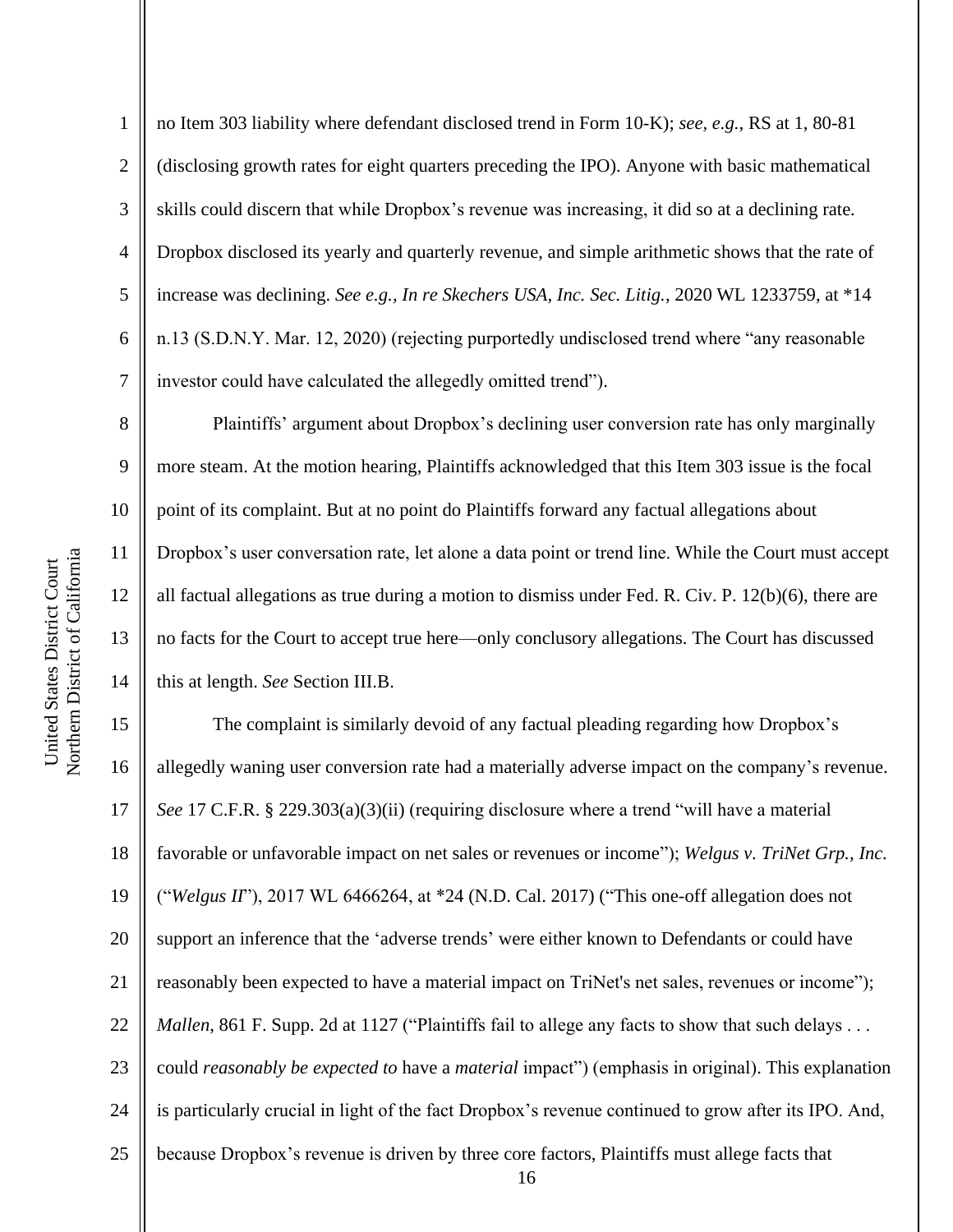no Item 303 liability where defendant disclosed trend in Form 10-K); *see, e.g.*, RS at 1, 80-81 (disclosing growth rates for eight quarters preceding the IPO). Anyone with basic mathematical skills could discern that while Dropbox's revenue was increasing, it did so at a declining rate. Dropbox disclosed its yearly and quarterly revenue, and simple arithmetic shows that the rate of increase was declining. *See e.g., In re Skechers USA, Inc. Sec. Litig.*, 2020 WL 1233759, at *14 n.13 (S.D.N.Y. Mar. 12, 2020) (rejecting purportedly undisclosed trend where "any reasonable investor could have calculated the allegedly omitted trend").

Plaintiffs' argument about Dropbox's declining user conversion rate has only marginally more steam. At the motion hearing, Plaintiffs acknowledged that this Item 303 issue is the focal point of its complaint. But at no point do Plaintiffs forward any factual allegations about Dropbox's user conversation rate, let alone a data point or trend line. While the Court must accept all factual allegations as true during a motion to dismiss under Fed. R. Civ. P. 12(b)(6), there are no facts for the Court to accept true here—only conclusory allegations. The Court has discussed this at length. *See* Section III.B.

The complaint is similarly devoid of any factual pleading regarding how Dropbox's allegedly waning user conversion rate had a materially adverse impact on the company's revenue. *See* 17 C.F.R. § 229.303(a)(3)(ii) (requiring disclosure where a trend "will have a material favorable or unfavorable impact on net sales or revenues or income"); *Welgus v. TriNet Grp., Inc.* ("*Welgus II*"), 2017 WL 6466264, at *24 (N.D. Cal. 2017) ("This one-off allegation does not support an inference that the 'adverse trends' were either known to Defendants or could have reasonably been expected to have a material impact on TriNet's net sales, revenues or income"); *Mallen*, 861 F. Supp. 2d at 1127 ("Plaintiffs fail to allege any facts to show that such delays . . . could *reasonably be expected to* have a *material* impact") (emphasis in original). This explanation is particularly crucial in light of the fact Dropbox's revenue continued to grow after its IPO. And, because Dropbox's revenue is driven by three core factors, Plaintiffs must allege facts that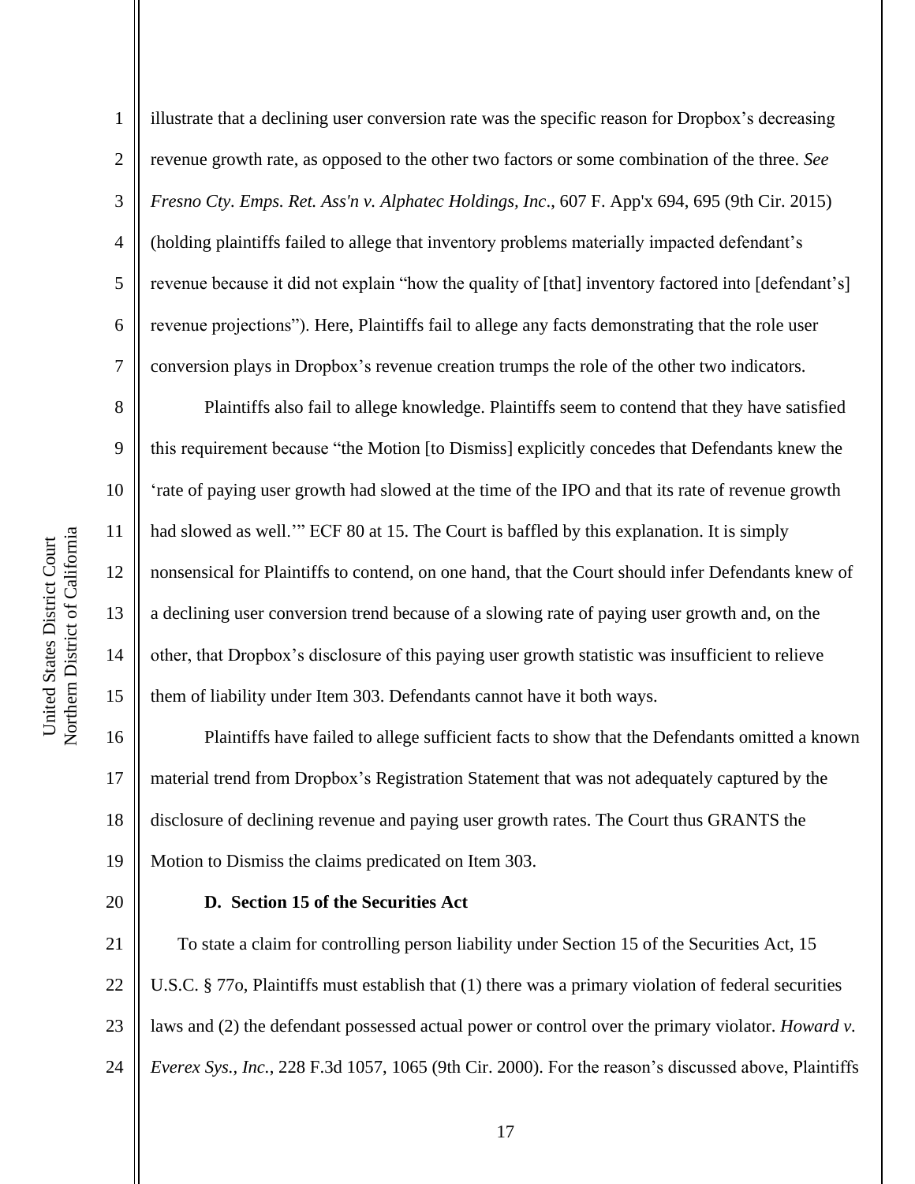illustrate that a declining user conversion rate was the specific reason for Dropbox's decreasing revenue growth rate, as opposed to the other two factors or some combination of the three. *See Fresno Cty. Emps. Ret. Ass'n v. Alphatec Holdings, Inc*., 607 F. App'x 694, 695 (9th Cir. 2015) (holding plaintiffs failed to allege that inventory problems materially impacted defendant's revenue because it did not explain "how the quality of [that] inventory factored into [defendant's] revenue projections"). Here, Plaintiffs fail to allege any facts demonstrating that the role user conversion plays in Dropbox's revenue creation trumps the role of the other two indicators.

Plaintiffs also fail to allege knowledge. Plaintiffs seem to contend that they have satisfied this requirement because "the Motion [to Dismiss] explicitly concedes that Defendants knew the 'rate of paying user growth had slowed at the time of the IPO and that its rate of revenue growth had slowed as well.'" ECF 80 at 15. The Court is baffled by this explanation. It is simply nonsensical for Plaintiffs to contend, on one hand, that the Court should infer Defendants knew of a declining user conversion trend because of a slowing rate of paying user growth and, on the other, that Dropbox's disclosure of this paying user growth statistic was insufficient to relieve them of liability under Item 303. Defendants cannot have it both ways.

Plaintiffs have failed to allege sufficient facts to show that the Defendants omitted a known material trend from Dropbox's Registration Statement that was not adequately captured by the disclosure of declining revenue and paying user growth rates. The Court thus GRANTS the Motion to Dismiss the claims predicated on Item 303.

**D. Section 15 of the Securities Act**

To state a claim for controlling person liability under Section 15 of the Securities Act, 15 U.S.C. § 77o, Plaintiffs must establish that (1) there was a primary violation of federal securities laws and (2) the defendant possessed actual power or control over the primary violator. *Howard v. Everex Sys., Inc.*, 228 F.3d 1057, 1065 (9th Cir. 2000). For the reason's discussed above, Plaintiffs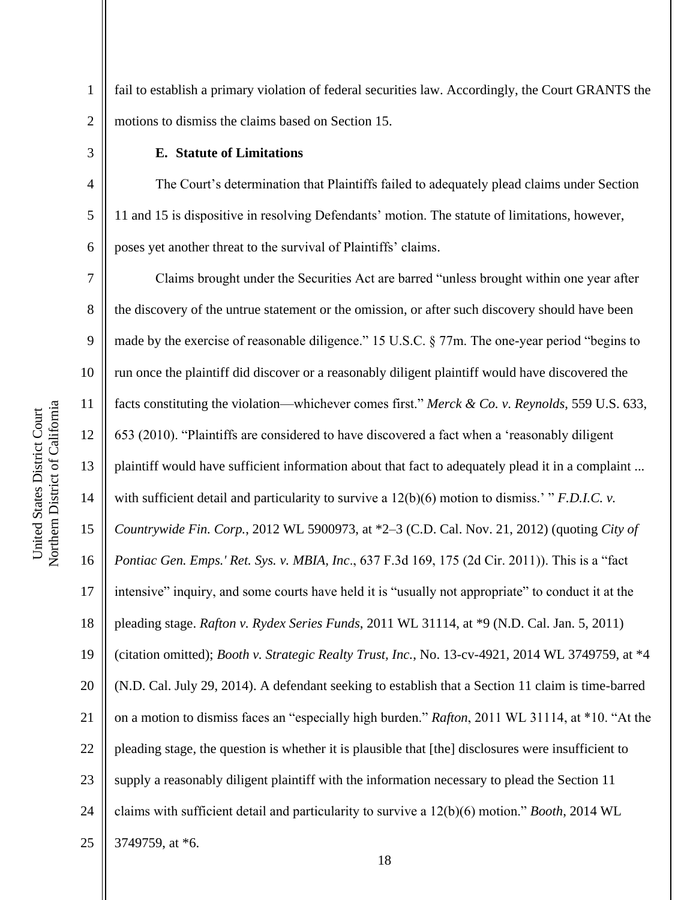fail to establish a primary violation of federal securities law. Accordingly, the Court GRANTS the motions to dismiss the claims based on Section 15.

### E. Statute of Limitations

The Court's determination that Plaintiffs failed to adequately plead claims under Section 11 and 15 is dispositive in resolving Defendants' motion. The statute of limitations, however, poses yet another threat to the survival of Plaintiffs' claims.

Claims brought under the Securities Act are barred "unless brought within one year after the discovery of the untrue statement or the omission, or after such discovery should have been made by the exercise of reasonable diligence." 15 U.S.C. § 77m. The one-year period "begins to run once the plaintiff did discover or a reasonably diligent plaintiff would have discovered the facts constituting the violation—whichever comes first." *Merck & Co. v. Reynolds*, 559 U.S. 633, 653 (2010). "Plaintiffs are considered to have discovered a fact when a 'reasonably diligent plaintiff would have sufficient information about that fact to adequately plead it in a complaint ... with sufficient detail and particularity to survive a 12(b)(6) motion to dismiss.' " *F.D.I.C. v. Countrywide Fin. Corp.*, 2012 WL 5900973, at *2–3 (C.D. Cal. Nov. 21, 2012) (quoting *City of Pontiac Gen. Emps.' Ret. Sys. v. MBIA, Inc*., 637 F.3d 169, 175 (2d Cir. 2011)). This is a "fact intensive" inquiry, and some courts have held it is "usually not appropriate" to conduct it at the pleading stage. *Rafton v. Rydex Series Funds*, 2011 WL 31114, at *9 (N.D. Cal. Jan. 5, 2011) (citation omitted); *Booth v. Strategic Realty Trust, Inc.*, No. 13-cv-4921, 2014 WL 3749759, at *4 (N.D. Cal. July 29, 2014). A defendant seeking to establish that a Section 11 claim is time-barred on a motion to dismiss faces an "especially high burden." *Rafton*, 2011 WL 31114, at *10. "At the pleading stage, the question is whether it is plausible that [the] disclosures were insufficient to supply a reasonably diligent plaintiff with the information necessary to plead the Section 11 claims with sufficient detail and particularity to survive a 12(b)(6) motion." *Booth*, 2014 WL 3749759, at *6.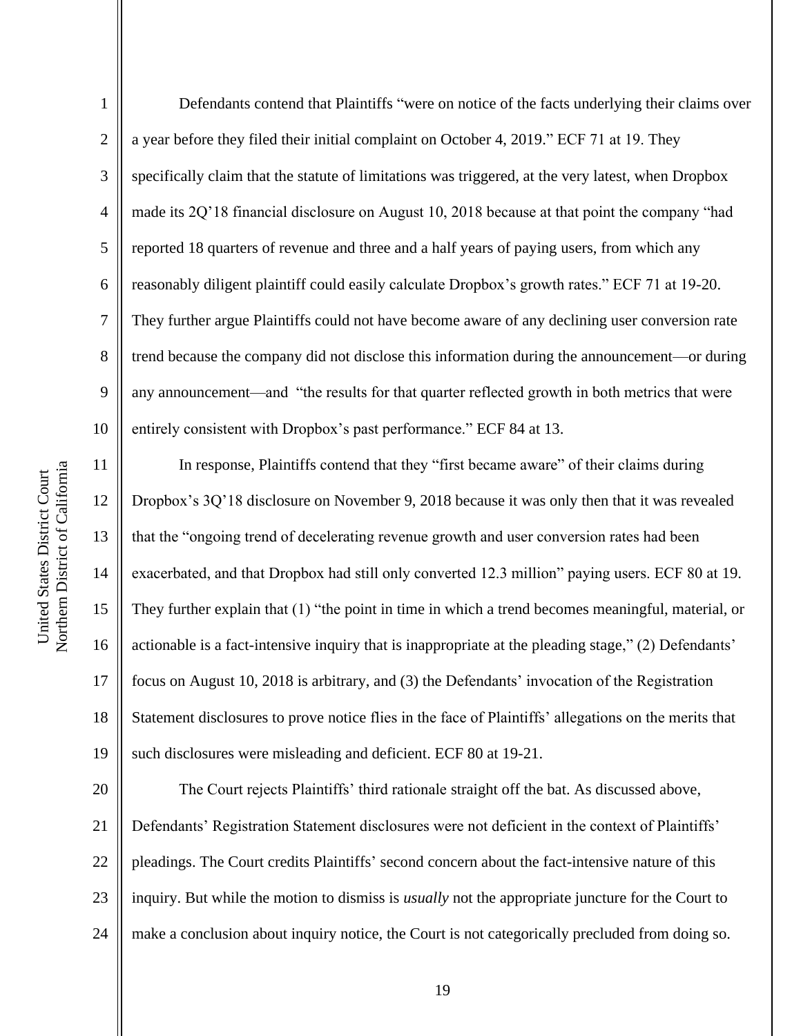Defendants contend that Plaintiffs "were on notice of the facts underlying their claims over a year before they filed their initial complaint on October 4, 2019." ECF 71 at 19. They specifically claim that the statute of limitations was triggered, at the very latest, when Dropbox made its 2Q'18 financial disclosure on August 10, 2018 because at that point the company "had reported 18 quarters of revenue and three and a half years of paying users, from which any reasonably diligent plaintiff could easily calculate Dropbox's growth rates." ECF 71 at 19-20. They further argue Plaintiffs could not have become aware of any declining user conversion rate trend because the company did not disclose this information during the announcement—or during any announcement—and "the results for that quarter reflected growth in both metrics that were entirely consistent with Dropbox's past performance." ECF 84 at 13.

In response, Plaintiffs contend that they "first became aware" of their claims during Dropbox's 3Q'18 disclosure on November 9, 2018 because it was only then that it was revealed that the "ongoing trend of decelerating revenue growth and user conversion rates had been exacerbated, and that Dropbox had still only converted 12.3 million" paying users. ECF 80 at 19. They further explain that (1) "the point in time in which a trend becomes meaningful, material, or actionable is a fact-intensive inquiry that is inappropriate at the pleading stage," (2) Defendants' focus on August 10, 2018 is arbitrary, and (3) the Defendants' invocation of the Registration Statement disclosures to prove notice flies in the face of Plaintiffs' allegations on the merits that such disclosures were misleading and deficient. ECF 80 at 19-21.

The Court rejects Plaintiffs' third rationale straight off the bat. As discussed above, Defendants' Registration Statement disclosures were not deficient in the context of Plaintiffs' pleadings. The Court credits Plaintiffs' second concern about the fact-intensive nature of this inquiry. But while the motion to dismiss is *usually* not the appropriate juncture for the Court to make a conclusion about inquiry notice, the Court is not categorically precluded from doing so.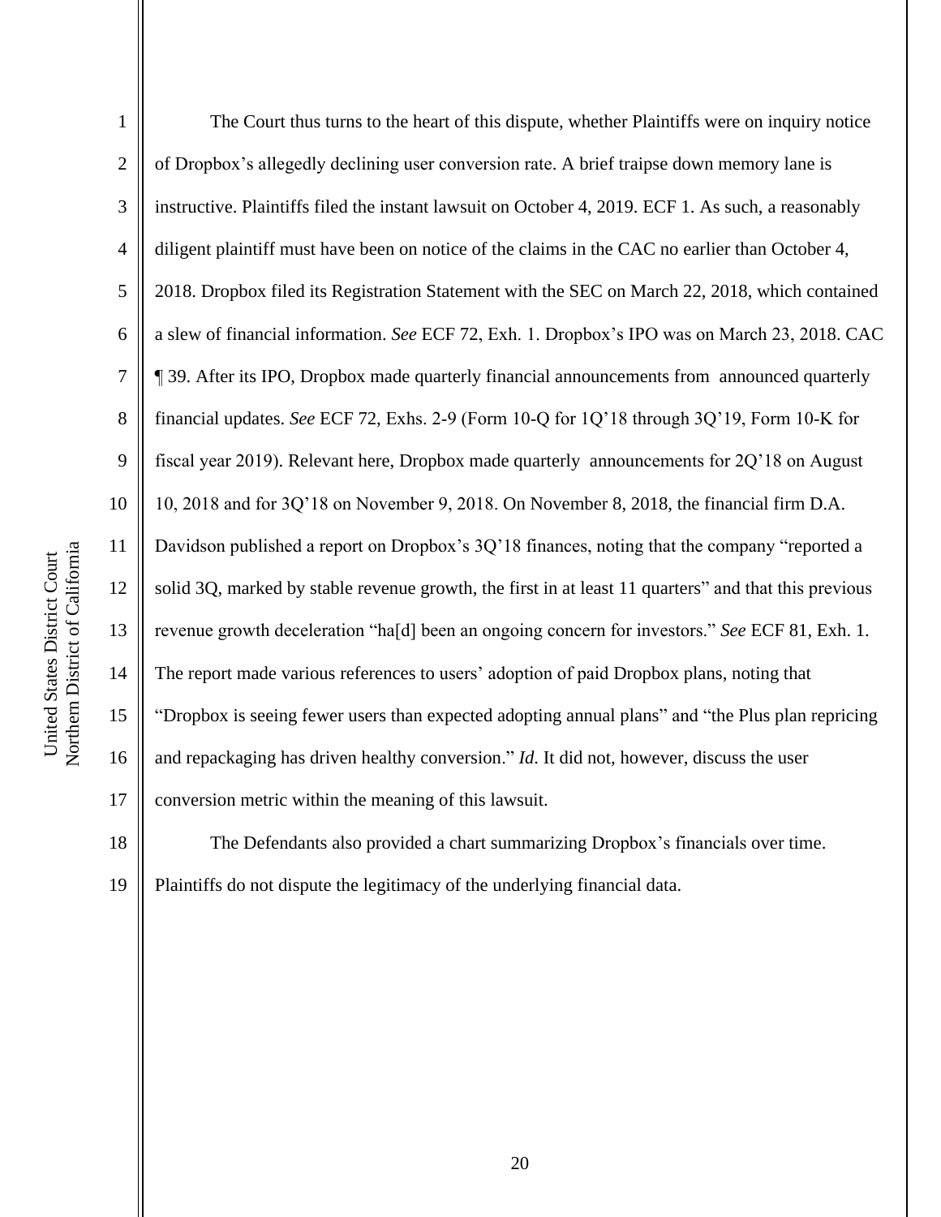The Court thus turns to the heart of this dispute, whether Plaintiffs were on inquiry notice of Dropbox's allegedly declining user conversion rate. A brief traipse down memory lane is instructive. Plaintiffs filed the instant lawsuit on October 4, 2019. ECF 1. As such, a reasonably diligent plaintiff must have been on notice of the claims in the CAC no earlier than October 4, 2018. Dropbox filed its Registration Statement with the SEC on March 22, 2018, which contained a slew of financial information. *See* ECF 72, Exh. 1. Dropbox's IPO was on March 23, 2018. CAC ¶ 39. After its IPO, Dropbox made quarterly financial announcements from announced quarterly financial updates. *See* ECF 72, Exhs. 2-9 (Form 10-Q for 1Q'18 through 3Q'19, Form 10-K for fiscal year 2019). Relevant here, Dropbox made quarterly announcements for 2Q'18 on August 10, 2018 and for 3Q'18 on November 9, 2018. On November 8, 2018, the financial firm D.A. Davidson published a report on Dropbox's 3Q'18 finances, noting that the company "reported a solid 3Q, marked by stable revenue growth, the first in at least 11 quarters" and that this previous revenue growth deceleration "ha[d] been an ongoing concern for investors." *See* ECF 81, Exh. 1. The report made various references to users' adoption of paid Dropbox plans, noting that "Dropbox is seeing fewer users than expected adopting annual plans" and "the Plus plan repricing and repackaging has driven healthy conversion." *Id*. It did not, however, discuss the user conversion metric within the meaning of this lawsuit.

The Defendants also provided a chart summarizing Dropbox's financials over time. Plaintiffs do not dispute the legitimacy of the underlying financial data.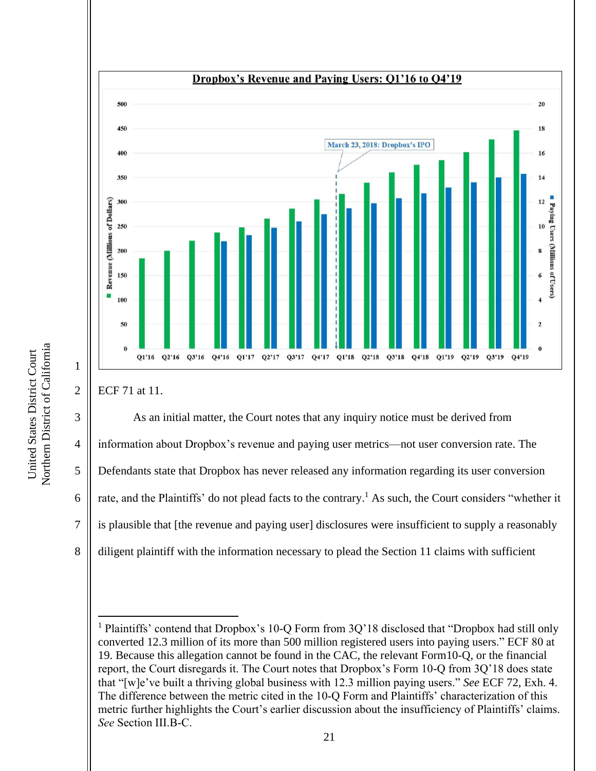**Dropbox's Revenue and Paying Users: Q1'16 to Q4'19**

ECF 71 at 11.

As an initial matter, the Court notes that any inquiry notice must be derived from information about Dropbox's revenue and paying user metrics—not user conversion rate. The Defendants state that Dropbox has never released any information regarding its user conversion rate, and the Plaintiffs' do not plead facts to the contrary.[1] As such, the Court considers "whether it is plausible that [the revenue and paying user] disclosures were insufficient to supply a reasonably diligent plaintiff with the information necessary to plead the Section 11 claims with sufficient

---

[1] Plaintiffs' contend that Dropbox's 10-Q Form from 3Q'18 disclosed that "Dropbox had still only converted 12.3 million of its more than 500 million registered users into paying users." ECF 80 at 19. Because this allegation cannot be found in the CAC, the relevant Form10-Q, or the financial report, the Court disregards it. The Court notes that Dropbox's Form 10-Q from 3Q'18 does state that "[w]e've built a thriving global business with 12.3 million paying users." *See* ECF 72, Exh. 4. The difference between the metric cited in the 10-Q Form and Plaintiffs' characterization of this metric further highlights the Court's earlier discussion about the insufficiency of Plaintiffs' claims. *See* Section III.B-C.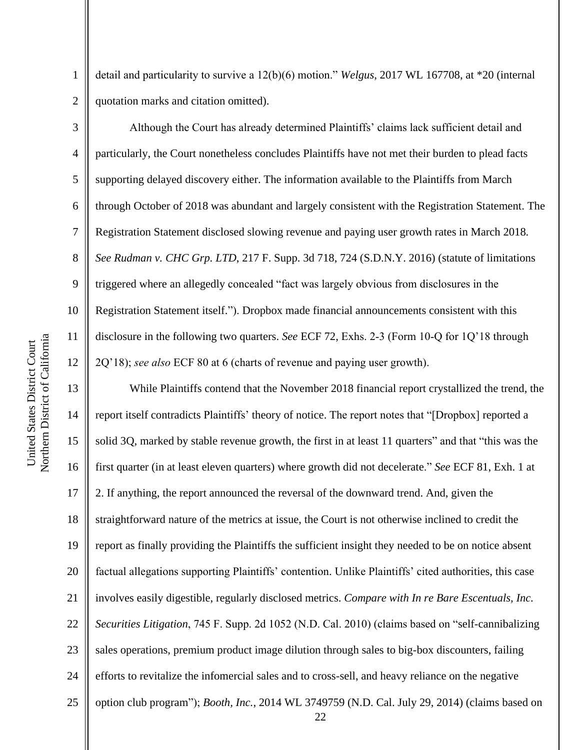detail and particularity to survive a 12(b)(6) motion." *Welgus*, 2017 WL 167708, at *20 (internal quotation marks and citation omitted).

Although the Court has already determined Plaintiffs' claims lack sufficient detail and particularly, the Court nonetheless concludes Plaintiffs have not met their burden to plead facts supporting delayed discovery either. The information available to the Plaintiffs from March through October of 2018 was abundant and largely consistent with the Registration Statement. The Registration Statement disclosed slowing revenue and paying user growth rates in March 2018. *See Rudman v. CHC Grp. LTD*, 217 F. Supp. 3d 718, 724 (S.D.N.Y. 2016) (statute of limitations triggered where an allegedly concealed "fact was largely obvious from disclosures in the Registration Statement itself."). Dropbox made financial announcements consistent with this disclosure in the following two quarters. *See* ECF 72, Exhs. 2-3 (Form 10-Q for 1Q'18 through 2Q'18); *see also* ECF 80 at 6 (charts of revenue and paying user growth).

While Plaintiffs contend that the November 2018 financial report crystallized the trend, the report itself contradicts Plaintiffs' theory of notice. The report notes that "[Dropbox] reported a solid 3Q, marked by stable revenue growth, the first in at least 11 quarters" and that "this was the first quarter (in at least eleven quarters) where growth did not decelerate." *See* ECF 81, Exh. 1 at 2. If anything, the report announced the reversal of the downward trend. And, given the straightforward nature of the metrics at issue, the Court is not otherwise inclined to credit the report as finally providing the Plaintiffs the sufficient insight they needed to be on notice absent factual allegations supporting Plaintiffs' contention. Unlike Plaintiffs' cited authorities, this case involves easily digestible, regularly disclosed metrics. *Compare with In re Bare Escentuals, Inc. Securities Litigation*, 745 F. Supp. 2d 1052 (N.D. Cal. 2010) (claims based on "self-cannibalizing sales operations, premium product image dilution through sales to big-box discounters, failing efforts to revitalize the infomercial sales and to cross-sell, and heavy reliance on the negative option club program"); *Booth, Inc.*, 2014 WL 3749759 (N.D. Cal. July 29, 2014) (claims based on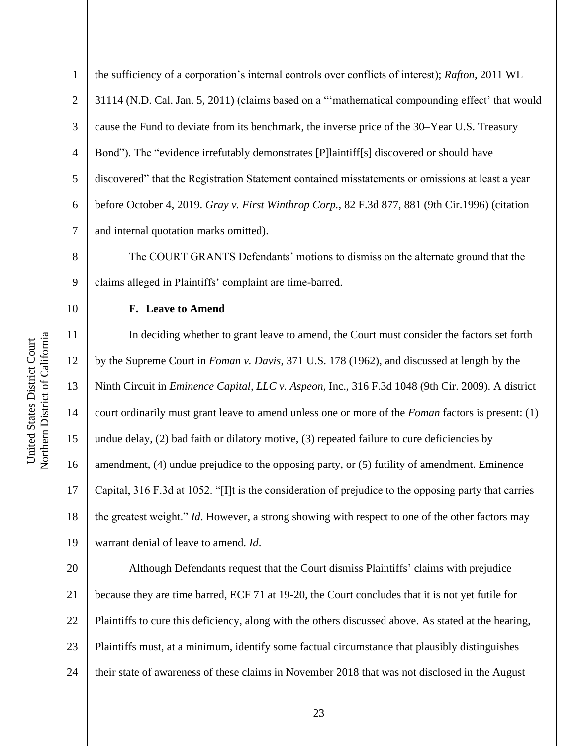the sufficiency of a corporation's internal controls over conflicts of interest); *Rafton*, 2011 WL 31114 (N.D. Cal. Jan. 5, 2011) (claims based on a "'mathematical compounding effect' that would cause the Fund to deviate from its benchmark, the inverse price of the 30–Year U.S. Treasury Bond"). The "evidence irrefutably demonstrates [P]laintiff[s] discovered or should have discovered" that the Registration Statement contained misstatements or omissions at least a year before October 4, 2019. *Gray v. First Winthrop Corp.*, 82 F.3d 877, 881 (9th Cir.1996) (citation and internal quotation marks omitted).

The COURT GRANTS Defendants' motions to dismiss on the alternate ground that the claims alleged in Plaintiffs' complaint are time-barred.

**F. Leave to Amend**

In deciding whether to grant leave to amend, the Court must consider the factors set forth by the Supreme Court in *Foman v. Davis*, 371 U.S. 178 (1962), and discussed at length by the Ninth Circuit in *Eminence Capital, LLC v. Aspeon*, Inc., 316 F.3d 1048 (9th Cir. 2009). A district court ordinarily must grant leave to amend unless one or more of the *Foman* factors is present: (1) undue delay, (2) bad faith or dilatory motive, (3) repeated failure to cure deficiencies by amendment, (4) undue prejudice to the opposing party, or (5) futility of amendment. Eminence Capital, 316 F.3d at 1052. "[I]t is the consideration of prejudice to the opposing party that carries the greatest weight." *Id*. However, a strong showing with respect to one of the other factors may warrant denial of leave to amend. *Id*.

Although Defendants request that the Court dismiss Plaintiffs' claims with prejudice because they are time barred, ECF 71 at 19-20, the Court concludes that it is not yet futile for Plaintiffs to cure this deficiency, along with the others discussed above. As stated at the hearing, Plaintiffs must, at a minimum, identify some factual circumstance that plausibly distinguishes their state of awareness of these claims in November 2018 that was not disclosed in the August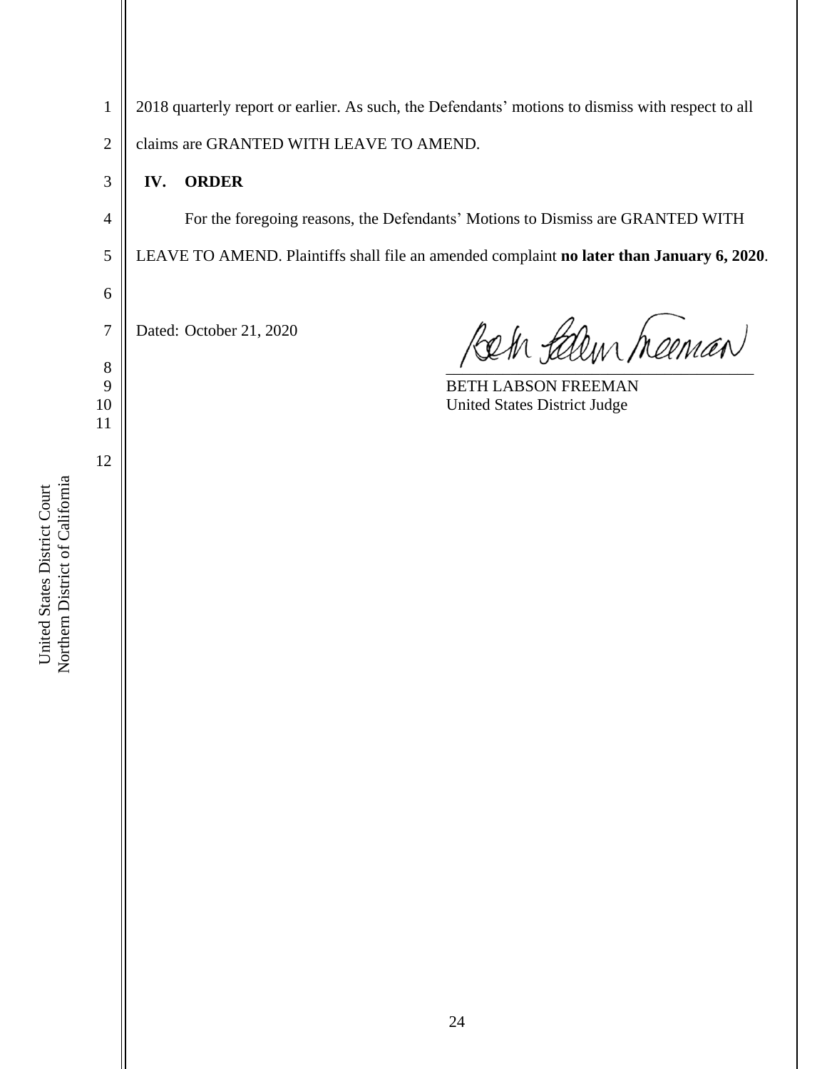2018 quarterly report or earlier. As such, the Defendants' motions to dismiss with respect to all claims are GRANTED WITH LEAVE TO AMEND.

## IV. ORDER

For the foregoing reasons, the Defendants' Motions to Dismiss are GRANTED WITH LEAVE TO AMEND. Plaintiffs shall file an amended complaint **no later than January 6, 2020**.

Dated: October 21, 2020

BETH LABSON FREEMAN
United States District Judge